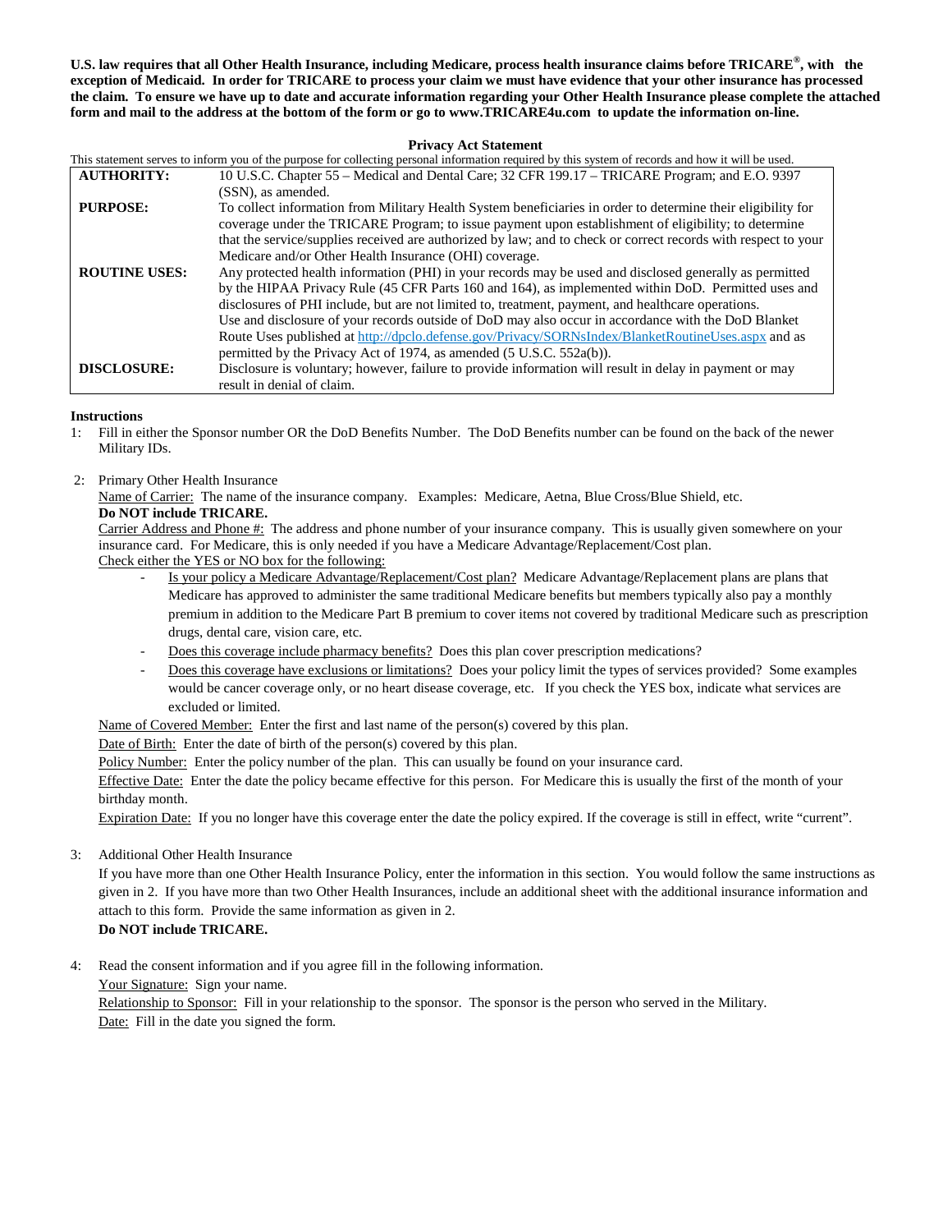**U.S. law requires that all Other Health Insurance, including Medicare, process health insurance claims before TRICARE®, with the exception of Medicaid. In order for TRICARE to process your claim we must have evidence that your other insurance has processed the claim. To ensure we have up to date and accurate information regarding your Other Health Insurance please complete the attached form and mail to the address at the bottom of the form or go to www.TRICARE4u.com to update the information on-line.**

## Privacy Act Statement

This statement serves to inform you of the purpose for collecting personal information required by this system of records and how it will be used.

| | |
|---|---|
| **AUTHORITY:** | 10 U.S.C. Chapter 55 – Medical and Dental Care; 32 CFR 199.17 – TRICARE Program; and E.O. 9397 (SSN), as amended. |
| **PURPOSE:** | To collect information from Military Health System beneficiaries in order to determine their eligibility for coverage under the TRICARE Program; to issue payment upon establishment of eligibility; to determine that the service/supplies received are authorized by law; and to check or correct records with respect to your Medicare and/or Other Health Insurance (OHI) coverage. |
| **ROUTINE USES:** | Any protected health information (PHI) in your records may be used and disclosed generally as permitted by the HIPAA Privacy Rule (45 CFR Parts 160 and 164), as implemented within DoD. Permitted uses and disclosures of PHI include, but are not limited to, treatment, payment, and healthcare operations. Use and disclosure of your records outside of DoD may also occur in accordance with the DoD Blanket Route Uses published at http://dpclo.defense.gov/Privacy/SORNsIndex/BlanketRoutineUses.aspx and as permitted by the Privacy Act of 1974, as amended (5 U.S.C. 552a(b)). |
| **DISCLOSURE:** | Disclosure is voluntary; however, failure to provide information will result in delay in payment or may result in denial of claim. |

**Instructions**

1: Fill in either the Sponsor number OR the DoD Benefits Number. The DoD Benefits number can be found on the back of the newer Military IDs.

2: Primary Other Health Insurance

Name of Carrier: The name of the insurance company. Examples: Medicare, Aetna, Blue Cross/Blue Shield, etc.
**Do NOT include TRICARE.**

Carrier Address and Phone #: The address and phone number of your insurance company. This is usually given somewhere on your insurance card. For Medicare, this is only needed if you have a Medicare Advantage/Replacement/Cost plan.

Check either the YES or NO box for the following:

- Is your policy a Medicare Advantage/Replacement/Cost plan? Medicare Advantage/Replacement plans are plans that Medicare has approved to administer the same traditional Medicare benefits but members typically also pay a monthly premium in addition to the Medicare Part B premium to cover items not covered by traditional Medicare such as prescription drugs, dental care, vision care, etc.
- Does this coverage include pharmacy benefits? Does this plan cover prescription medications?
- Does this coverage have exclusions or limitations? Does your policy limit the types of services provided? Some examples would be cancer coverage only, or no heart disease coverage, etc. If you check the YES box, indicate what services are excluded or limited.

Name of Covered Member: Enter the first and last name of the person(s) covered by this plan.

Date of Birth: Enter the date of birth of the person(s) covered by this plan.

Policy Number: Enter the policy number of the plan. This can usually be found on your insurance card.

Effective Date: Enter the date the policy became effective for this person. For Medicare this is usually the first of the month of your birthday month.

Expiration Date: If you no longer have this coverage enter the date the policy expired. If the coverage is still in effect, write "current".

3: Additional Other Health Insurance

If you have more than one Other Health Insurance Policy, enter the information in this section. You would follow the same instructions as given in 2. If you have more than two Other Health Insurances, include an additional sheet with the additional insurance information and attach to this form. Provide the same information as given in 2.
**Do NOT include TRICARE.**

4: Read the consent information and if you agree fill in the following information.

Your Signature: Sign your name.

Relationship to Sponsor: Fill in your relationship to the sponsor. The sponsor is the person who served in the Military.

Date: Fill in the date you signed the form.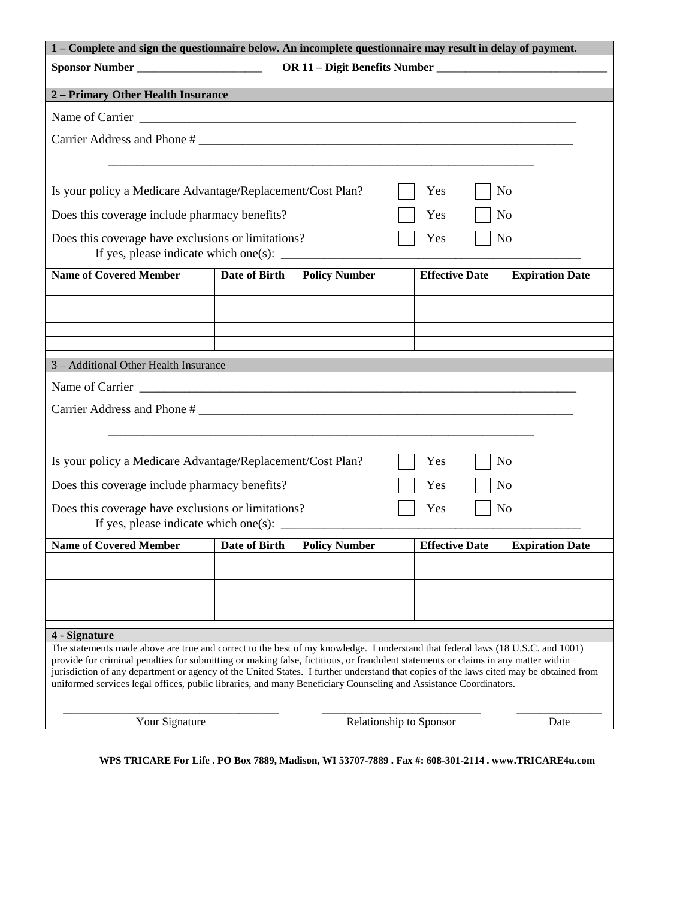**1 – Complete and sign the questionnaire below. An incomplete questionnaire may result in delay of payment.**

**Sponsor Number** ______________________ **OR 11 – Digit Benefits Number** ______________________________

## 2 – Primary Other Health Insurance

Name of Carrier ___________________________________________________________________________

Carrier Address and Phone # _________________________________________________________________

_________________________________________________________________________

Is your policy a Medicare Advantage/Replacement/Cost Plan? ☐ Yes ☐ No

Does this coverage include pharmacy benefits? ☐ Yes ☐ No

Does this coverage have exclusions or limitations? ☐ Yes ☐ No

If yes, please indicate which one(s): ________________________________________________

| Name of Covered Member | Date of Birth | Policy Number | Effective Date | Expiration Date |
|---|---|---|---|---|
| | | | | |
| | | | | |
| | | | | |
| | | | | |
| | | | | |

## 3 – Additional Other Health Insurance

Name of Carrier ___________________________________________________________________________

Carrier Address and Phone # _________________________________________________________________

_________________________________________________________________________

Is your policy a Medicare Advantage/Replacement/Cost Plan? ☐ Yes ☐ No

Does this coverage include pharmacy benefits? ☐ Yes ☐ No

Does this coverage have exclusions or limitations? ☐ Yes ☐ No

If yes, please indicate which one(s): ________________________________________________

| Name of Covered Member | Date of Birth | Policy Number | Effective Date | Expiration Date |
|---|---|---|---|---|
| | | | | |
| | | | | |
| | | | | |
| | | | | |
| | | | | |

## 4 - Signature

The statements made above are true and correct to the best of my knowledge. I understand that federal laws (18 U.S.C. and 1001) provide for criminal penalties for submitting or making false, fictitious, or fraudulent statements or claims in any matter within jurisdiction of any department or agency of the United States. I further understand that copies of the laws cited may be obtained from uniformed services legal offices, public libraries, and many Beneficiary Counseling and Assistance Coordinators.

_____________________________________ Your Signature

___________________________ Relationship to Sponsor

_______________ Date

**WPS TRICARE For Life . PO Box 7889, Madison, WI 53707-7889 . Fax #: 608-301-2114 . www.TRICARE4u.com**